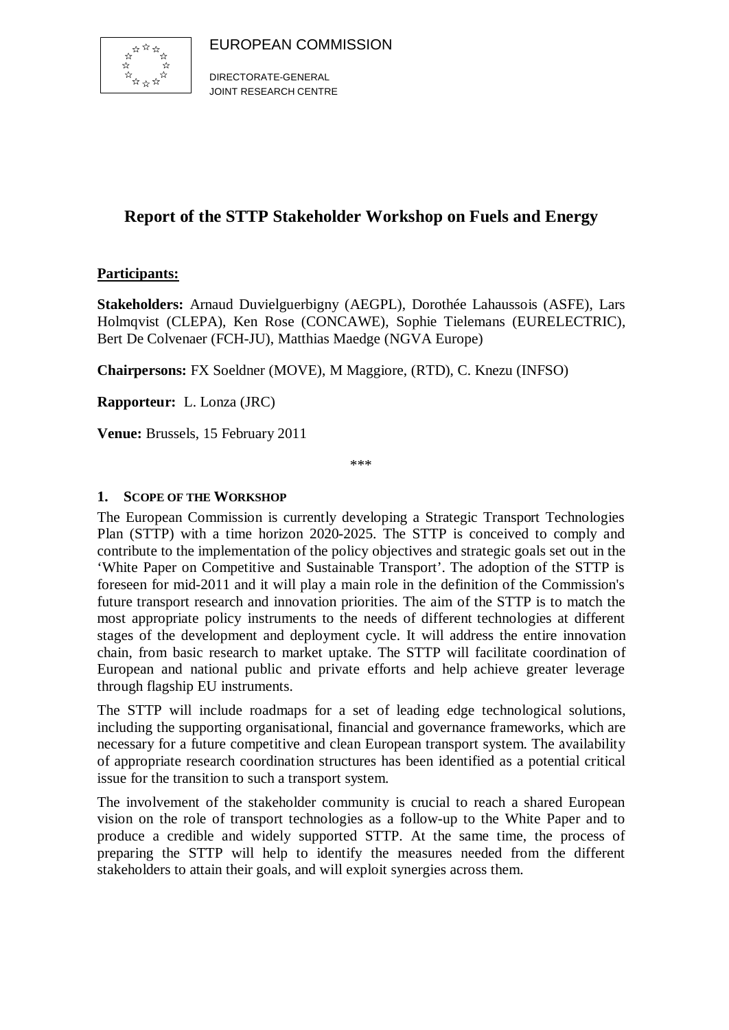EUROPEAN COMMISSION

DIRECTORATE-GENERAL
JOINT RESEARCH CENTRE

# Report of the STTP Stakeholder Workshop on Fuels and Energy

**Participants:**

**Stakeholders:** Arnaud Duvielguerbigny (AEGPL), Dorothée Lahaussois (ASFE), Lars Holmqvist (CLEPA), Ken Rose (CONCAWE), Sophie Tielemans (EURELECTRIC), Bert De Colvenaer (FCH-JU), Matthias Maedge (NGVA Europe)

**Chairpersons:** FX Soeldner (MOVE), M Maggiore, (RTD), C. Knezu (INFSO)

**Rapporteur:** L. Lonza (JRC)

**Venue:** Brussels, 15 February 2011

\*\*\*

## 1. Scope of the Workshop

The European Commission is currently developing a Strategic Transport Technologies Plan (STTP) with a time horizon 2020-2025. The STTP is conceived to comply and contribute to the implementation of the policy objectives and strategic goals set out in the 'White Paper on Competitive and Sustainable Transport'. The adoption of the STTP is foreseen for mid-2011 and it will play a main role in the definition of the Commission's future transport research and innovation priorities. The aim of the STTP is to match the most appropriate policy instruments to the needs of different technologies at different stages of the development and deployment cycle. It will address the entire innovation chain, from basic research to market uptake. The STTP will facilitate coordination of European and national public and private efforts and help achieve greater leverage through flagship EU instruments.

The STTP will include roadmaps for a set of leading edge technological solutions, including the supporting organisational, financial and governance frameworks, which are necessary for a future competitive and clean European transport system. The availability of appropriate research coordination structures has been identified as a potential critical issue for the transition to such a transport system.

The involvement of the stakeholder community is crucial to reach a shared European vision on the role of transport technologies as a follow-up to the White Paper and to produce a credible and widely supported STTP. At the same time, the process of preparing the STTP will help to identify the measures needed from the different stakeholders to attain their goals, and will exploit synergies across them.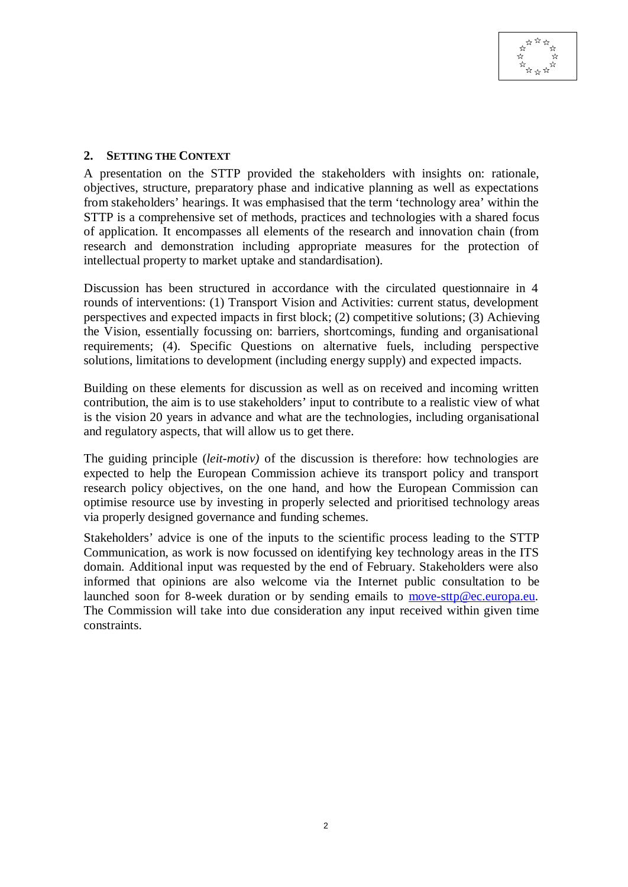## 2. SETTING THE CONTEXT

A presentation on the STTP provided the stakeholders with insights on: rationale, objectives, structure, preparatory phase and indicative planning as well as expectations from stakeholders' hearings. It was emphasised that the term 'technology area' within the STTP is a comprehensive set of methods, practices and technologies with a shared focus of application. It encompasses all elements of the research and innovation chain (from research and demonstration including appropriate measures for the protection of intellectual property to market uptake and standardisation).

Discussion has been structured in accordance with the circulated questionnaire in 4 rounds of interventions: (1) Transport Vision and Activities: current status, development perspectives and expected impacts in first block; (2) competitive solutions; (3) Achieving the Vision, essentially focussing on: barriers, shortcomings, funding and organisational requirements; (4). Specific Questions on alternative fuels, including perspective solutions, limitations to development (including energy supply) and expected impacts.

Building on these elements for discussion as well as on received and incoming written contribution, the aim is to use stakeholders' input to contribute to a realistic view of what is the vision 20 years in advance and what are the technologies, including organisational and regulatory aspects, that will allow us to get there.

The guiding principle (*leit-motiv)* of the discussion is therefore: how technologies are expected to help the European Commission achieve its transport policy and transport research policy objectives, on the one hand, and how the European Commission can optimise resource use by investing in properly selected and prioritised technology areas via properly designed governance and funding schemes.

Stakeholders' advice is one of the inputs to the scientific process leading to the STTP Communication, as work is now focussed on identifying key technology areas in the ITS domain. Additional input was requested by the end of February. Stakeholders were also informed that opinions are also welcome via the Internet public consultation to be launched soon for 8-week duration or by sending emails to move-sttp@ec.europa.eu. The Commission will take into due consideration any input received within given time constraints.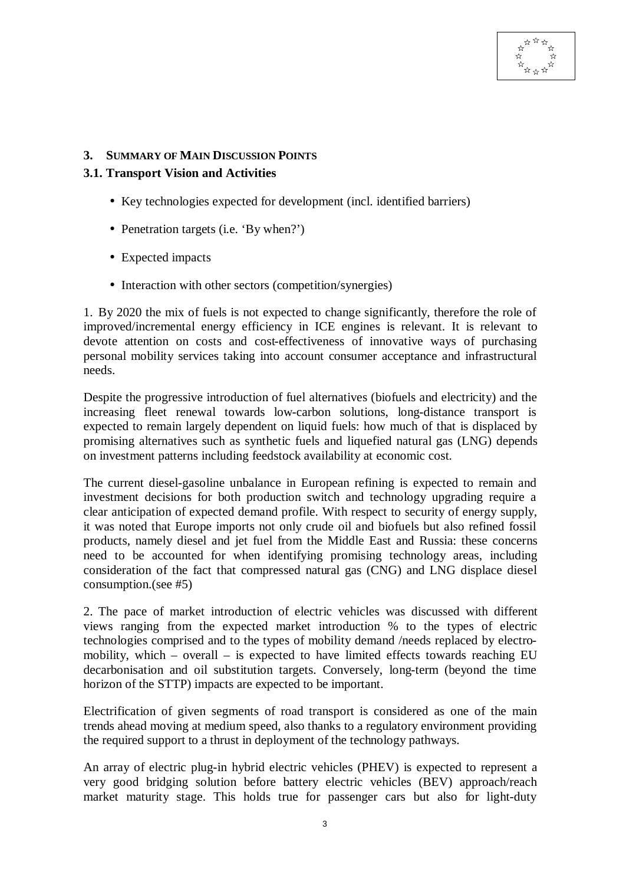## 3. SUMMARY OF MAIN DISCUSSION POINTS

### 3.1. Transport Vision and Activities

- Key technologies expected for development (incl. identified barriers)
- Penetration targets (i.e. 'By when?')
- Expected impacts
- Interaction with other sectors (competition/synergies)

1. By 2020 the mix of fuels is not expected to change significantly, therefore the role of improved/incremental energy efficiency in ICE engines is relevant. It is relevant to devote attention on costs and cost-effectiveness of innovative ways of purchasing personal mobility services taking into account consumer acceptance and infrastructural needs.

Despite the progressive introduction of fuel alternatives (biofuels and electricity) and the increasing fleet renewal towards low-carbon solutions, long-distance transport is expected to remain largely dependent on liquid fuels: how much of that is displaced by promising alternatives such as synthetic fuels and liquefied natural gas (LNG) depends on investment patterns including feedstock availability at economic cost.

The current diesel-gasoline unbalance in European refining is expected to remain and investment decisions for both production switch and technology upgrading require a clear anticipation of expected demand profile. With respect to security of energy supply, it was noted that Europe imports not only crude oil and biofuels but also refined fossil products, namely diesel and jet fuel from the Middle East and Russia: these concerns need to be accounted for when identifying promising technology areas, including consideration of the fact that compressed natural gas (CNG) and LNG displace diesel consumption.(see #5)

2. The pace of market introduction of electric vehicles was discussed with different views ranging from the expected market introduction % to the types of electric technologies comprised and to the types of mobility demand /needs replaced by electro-mobility, which – overall – is expected to have limited effects towards reaching EU decarbonisation and oil substitution targets. Conversely, long-term (beyond the time horizon of the STTP) impacts are expected to be important.

Electrification of given segments of road transport is considered as one of the main trends ahead moving at medium speed, also thanks to a regulatory environment providing the required support to a thrust in deployment of the technology pathways.

An array of electric plug-in hybrid electric vehicles (PHEV) is expected to represent a very good bridging solution before battery electric vehicles (BEV) approach/reach market maturity stage. This holds true for passenger cars but also for light-duty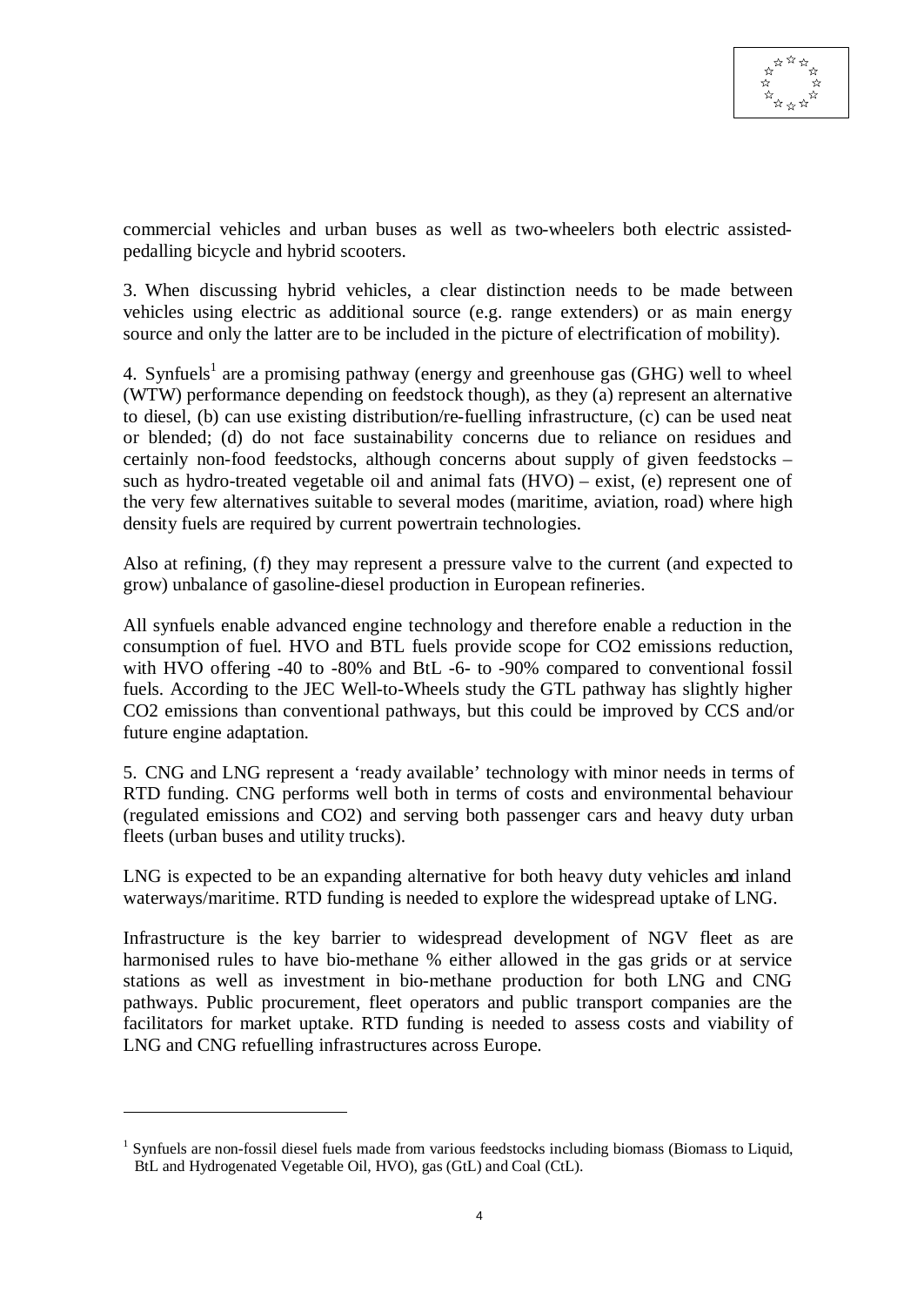commercial vehicles and urban buses as well as two-wheelers both electric assisted-pedalling bicycle and hybrid scooters.

3. When discussing hybrid vehicles, a clear distinction needs to be made between vehicles using electric as additional source (e.g. range extenders) or as main energy source and only the latter are to be included in the picture of electrification of mobility).

4. Synfuels[1] are a promising pathway (energy and greenhouse gas (GHG) well to wheel (WTW) performance depending on feedstock though), as they (a) represent an alternative to diesel, (b) can use existing distribution/re-fuelling infrastructure, (c) can be used neat or blended; (d) do not face sustainability concerns due to reliance on residues and certainly non-food feedstocks, although concerns about supply of given feedstocks – such as hydro-treated vegetable oil and animal fats (HVO) – exist, (e) represent one of the very few alternatives suitable to several modes (maritime, aviation, road) where high density fuels are required by current powertrain technologies.

Also at refining, (f) they may represent a pressure valve to the current (and expected to grow) unbalance of gasoline-diesel production in European refineries.

All synfuels enable advanced engine technology and therefore enable a reduction in the consumption of fuel. HVO and BTL fuels provide scope for CO2 emissions reduction, with HVO offering -40 to -80% and BtL -6- to -90% compared to conventional fossil fuels. According to the JEC Well-to-Wheels study the GTL pathway has slightly higher CO2 emissions than conventional pathways, but this could be improved by CCS and/or future engine adaptation.

5. CNG and LNG represent a 'ready available' technology with minor needs in terms of RTD funding. CNG performs well both in terms of costs and environmental behaviour (regulated emissions and CO2) and serving both passenger cars and heavy duty urban fleets (urban buses and utility trucks).

LNG is expected to be an expanding alternative for both heavy duty vehicles and inland waterways/maritime. RTD funding is needed to explore the widespread uptake of LNG.

Infrastructure is the key barrier to widespread development of NGV fleet as are harmonised rules to have bio-methane % either allowed in the gas grids or at service stations as well as investment in bio-methane production for both LNG and CNG pathways. Public procurement, fleet operators and public transport companies are the facilitators for market uptake. RTD funding is needed to assess costs and viability of LNG and CNG refuelling infrastructures across Europe.

---

[1] Synfuels are non-fossil diesel fuels made from various feedstocks including biomass (Biomass to Liquid, BtL and Hydrogenated Vegetable Oil, HVO), gas (GtL) and Coal (CtL).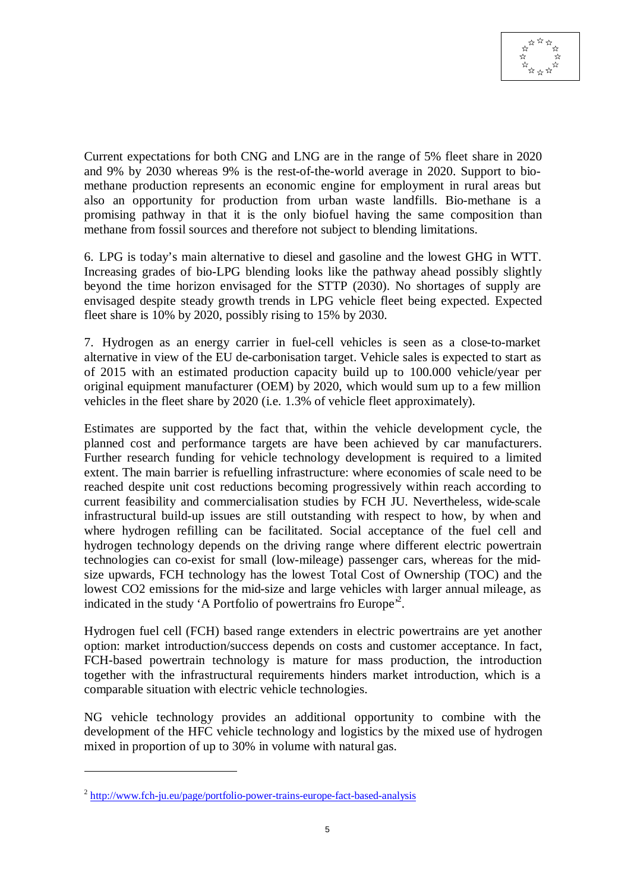Current expectations for both CNG and LNG are in the range of 5% fleet share in 2020 and 9% by 2030 whereas 9% is the rest-of-the-world average in 2020. Support to bio-methane production represents an economic engine for employment in rural areas but also an opportunity for production from urban waste landfills. Bio-methane is a promising pathway in that it is the only biofuel having the same composition than methane from fossil sources and therefore not subject to blending limitations.

6. LPG is today's main alternative to diesel and gasoline and the lowest GHG in WTT. Increasing grades of bio-LPG blending looks like the pathway ahead possibly slightly beyond the time horizon envisaged for the STTP (2030). No shortages of supply are envisaged despite steady growth trends in LPG vehicle fleet being expected. Expected fleet share is 10% by 2020, possibly rising to 15% by 2030.

7. Hydrogen as an energy carrier in fuel-cell vehicles is seen as a close-to-market alternative in view of the EU de-carbonisation target. Vehicle sales is expected to start as of 2015 with an estimated production capacity build up to 100.000 vehicle/year per original equipment manufacturer (OEM) by 2020, which would sum up to a few million vehicles in the fleet share by 2020 (i.e. 1.3% of vehicle fleet approximately).

Estimates are supported by the fact that, within the vehicle development cycle, the planned cost and performance targets are have been achieved by car manufacturers. Further research funding for vehicle technology development is required to a limited extent. The main barrier is refuelling infrastructure: where economies of scale need to be reached despite unit cost reductions becoming progressively within reach according to current feasibility and commercialisation studies by FCH JU. Nevertheless, wide-scale infrastructural build-up issues are still outstanding with respect to how, by when and where hydrogen refilling can be facilitated. Social acceptance of the fuel cell and hydrogen technology depends on the driving range where different electric powertrain technologies can co-exist for small (low-mileage) passenger cars, whereas for the mid-size upwards, FCH technology has the lowest Total Cost of Ownership (TOC) and the lowest CO2 emissions for the mid-size and large vehicles with larger annual mileage, as indicated in the study 'A Portfolio of powertrains fro Europe'[2].

Hydrogen fuel cell (FCH) based range extenders in electric powertrains are yet another option: market introduction/success depends on costs and customer acceptance. In fact, FCH-based powertrain technology is mature for mass production, the introduction together with the infrastructural requirements hinders market introduction, which is a comparable situation with electric vehicle technologies.

NG vehicle technology provides an additional opportunity to combine with the development of the HFC vehicle technology and logistics by the mixed use of hydrogen mixed in proportion of up to 30% in volume with natural gas.

---

[2] http://www.fch-ju.eu/page/portfolio-power-trains-europe-fact-based-analysis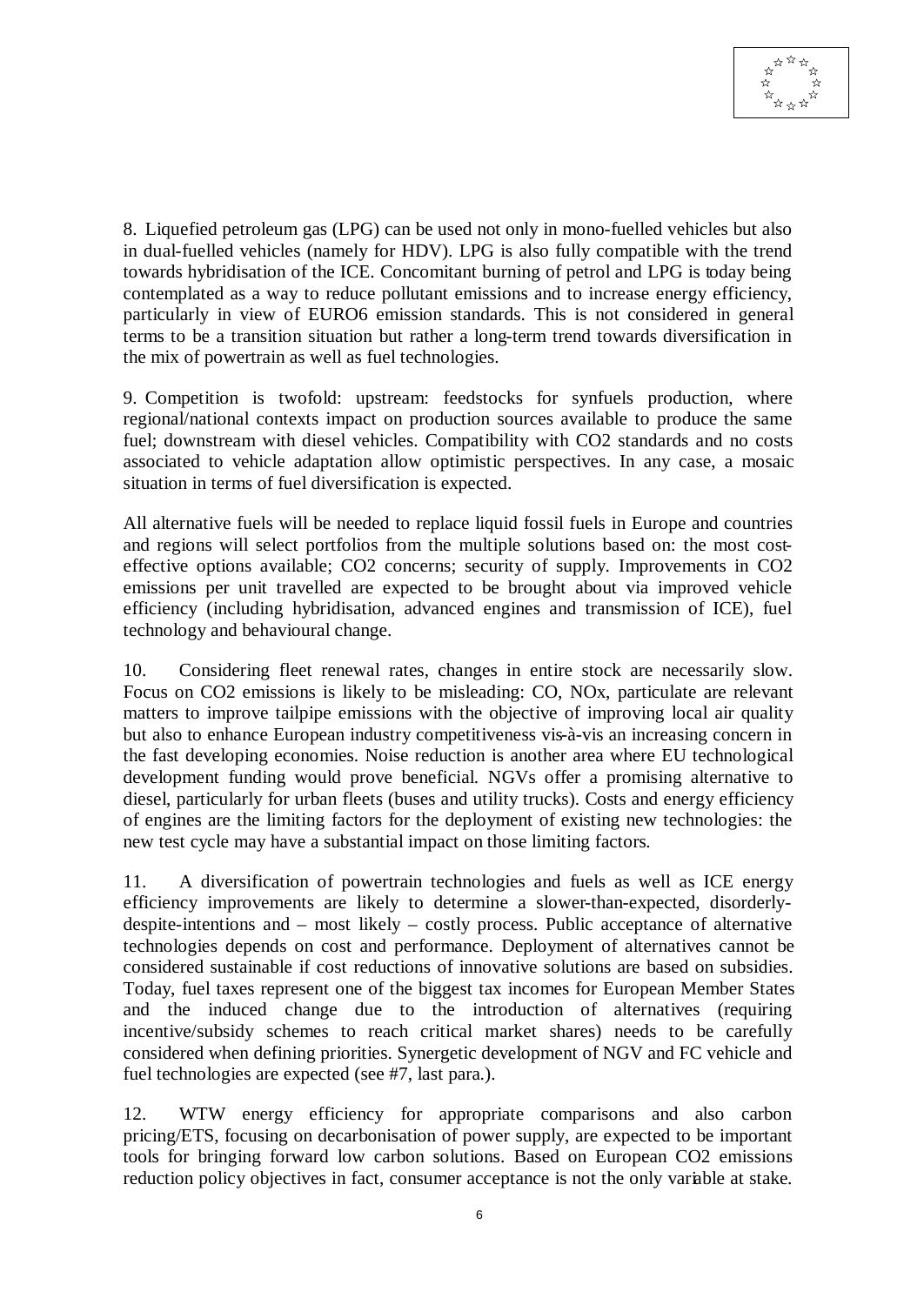8. Liquefied petroleum gas (LPG) can be used not only in mono-fuelled vehicles but also in dual-fuelled vehicles (namely for HDV). LPG is also fully compatible with the trend towards hybridisation of the ICE. Concomitant burning of petrol and LPG is today being contemplated as a way to reduce pollutant emissions and to increase energy efficiency, particularly in view of EURO6 emission standards. This is not considered in general terms to be a transition situation but rather a long-term trend towards diversification in the mix of powertrain as well as fuel technologies.

9. Competition is twofold: upstream: feedstocks for synfuels production, where regional/national contexts impact on production sources available to produce the same fuel; downstream with diesel vehicles. Compatibility with CO2 standards and no costs associated to vehicle adaptation allow optimistic perspectives. In any case, a mosaic situation in terms of fuel diversification is expected.

All alternative fuels will be needed to replace liquid fossil fuels in Europe and countries and regions will select portfolios from the multiple solutions based on: the most cost-effective options available; CO2 concerns; security of supply. Improvements in CO2 emissions per unit travelled are expected to be brought about via improved vehicle efficiency (including hybridisation, advanced engines and transmission of ICE), fuel technology and behavioural change.

10. Considering fleet renewal rates, changes in entire stock are necessarily slow. Focus on CO2 emissions is likely to be misleading: CO, NOx, particulate are relevant matters to improve tailpipe emissions with the objective of improving local air quality but also to enhance European industry competitiveness vis-à-vis an increasing concern in the fast developing economies. Noise reduction is another area where EU technological development funding would prove beneficial. NGVs offer a promising alternative to diesel, particularly for urban fleets (buses and utility trucks). Costs and energy efficiency of engines are the limiting factors for the deployment of existing new technologies: the new test cycle may have a substantial impact on those limiting factors.

11. A diversification of powertrain technologies and fuels as well as ICE energy efficiency improvements are likely to determine a slower-than-expected, disorderly-despite-intentions and – most likely – costly process. Public acceptance of alternative technologies depends on cost and performance. Deployment of alternatives cannot be considered sustainable if cost reductions of innovative solutions are based on subsidies. Today, fuel taxes represent one of the biggest tax incomes for European Member States and the induced change due to the introduction of alternatives (requiring incentive/subsidy schemes to reach critical market shares) needs to be carefully considered when defining priorities. Synergetic development of NGV and FC vehicle and fuel technologies are expected (see #7, last para.).

12. WTW energy efficiency for appropriate comparisons and also carbon pricing/ETS, focusing on decarbonisation of power supply, are expected to be important tools for bringing forward low carbon solutions. Based on European CO2 emissions reduction policy objectives in fact, consumer acceptance is not the only variable at stake.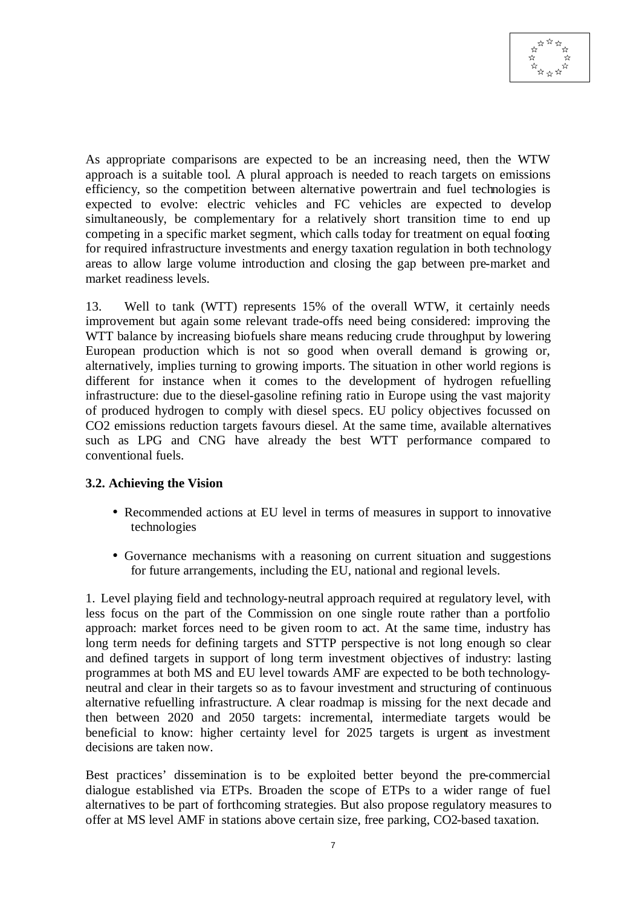As appropriate comparisons are expected to be an increasing need, then the WTW approach is a suitable tool. A plural approach is needed to reach targets on emissions efficiency, so the competition between alternative powertrain and fuel technologies is expected to evolve: electric vehicles and FC vehicles are expected to develop simultaneously, be complementary for a relatively short transition time to end up competing in a specific market segment, which calls today for treatment on equal footing for required infrastructure investments and energy taxation regulation in both technology areas to allow large volume introduction and closing the gap between pre-market and market readiness levels.

13. Well to tank (WTT) represents 15% of the overall WTW, it certainly needs improvement but again some relevant trade-offs need being considered: improving the WTT balance by increasing biofuels share means reducing crude throughput by lowering European production which is not so good when overall demand is growing or, alternatively, implies turning to growing imports. The situation in other world regions is different for instance when it comes to the development of hydrogen refuelling infrastructure: due to the diesel-gasoline refining ratio in Europe using the vast majority of produced hydrogen to comply with diesel specs. EU policy objectives focussed on $CO_2$ emissions reduction targets favours diesel. At the same time, available alternatives such as LPG and CNG have already the best WTT performance compared to conventional fuels.

### 3.2. Achieving the Vision

- Recommended actions at EU level in terms of measures in support to innovative technologies
- Governance mechanisms with a reasoning on current situation and suggestions for future arrangements, including the EU, national and regional levels.

1. Level playing field and technology-neutral approach required at regulatory level, with less focus on the part of the Commission on one single route rather than a portfolio approach: market forces need to be given room to act. At the same time, industry has long term needs for defining targets and STTP perspective is not long enough so clear and defined targets in support of long term investment objectives of industry: lasting programmes at both MS and EU level towards AMF are expected to be both technology-neutral and clear in their targets so as to favour investment and structuring of continuous alternative refuelling infrastructure. A clear roadmap is missing for the next decade and then between 2020 and 2050 targets: incremental, intermediate targets would be beneficial to know: higher certainty level for 2025 targets is urgent as investment decisions are taken now.

Best practices' dissemination is to be exploited better beyond the pre-commercial dialogue established via ETPs. Broaden the scope of ETPs to a wider range of fuel alternatives to be part of forthcoming strategies. But also propose regulatory measures to offer at MS level AMF in stations above certain size, free parking, $CO_2$-based taxation.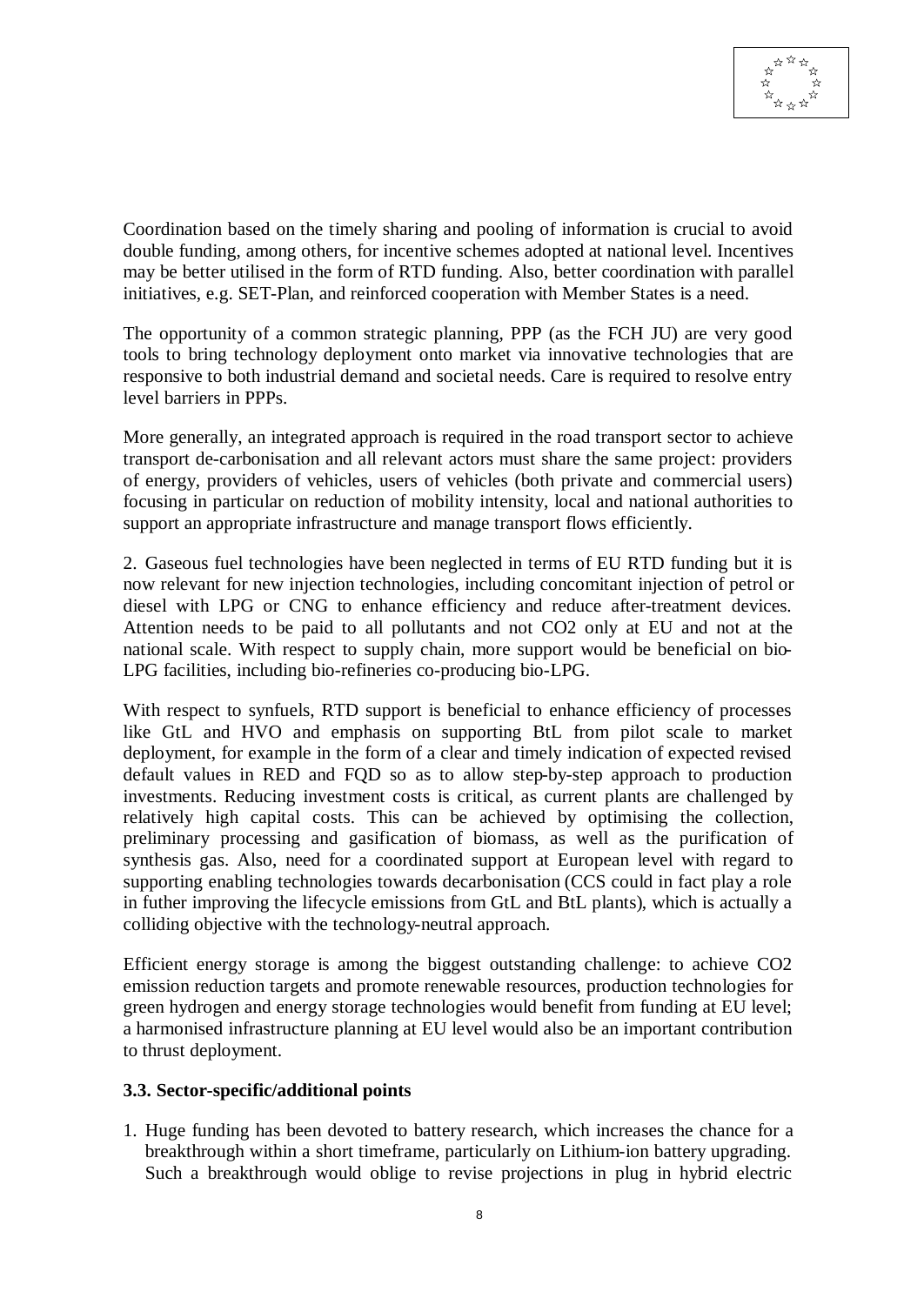Coordination based on the timely sharing and pooling of information is crucial to avoid double funding, among others, for incentive schemes adopted at national level. Incentives may be better utilised in the form of RTD funding. Also, better coordination with parallel initiatives, e.g. SET-Plan, and reinforced cooperation with Member States is a need.

The opportunity of a common strategic planning, PPP (as the FCH JU) are very good tools to bring technology deployment onto market via innovative technologies that are responsive to both industrial demand and societal needs. Care is required to resolve entry level barriers in PPPs.

More generally, an integrated approach is required in the road transport sector to achieve transport de-carbonisation and all relevant actors must share the same project: providers of energy, providers of vehicles, users of vehicles (both private and commercial users) focusing in particular on reduction of mobility intensity, local and national authorities to support an appropriate infrastructure and manage transport flows efficiently.

2. Gaseous fuel technologies have been neglected in terms of EU RTD funding but it is now relevant for new injection technologies, including concomitant injection of petrol or diesel with LPG or CNG to enhance efficiency and reduce after-treatment devices. Attention needs to be paid to all pollutants and not $CO_2$ only at EU and not at the national scale. With respect to supply chain, more support would be beneficial on bio-LPG facilities, including bio-refineries co-producing bio-LPG.

With respect to synfuels, RTD support is beneficial to enhance efficiency of processes like GtL and HVO and emphasis on supporting BtL from pilot scale to market deployment, for example in the form of a clear and timely indication of expected revised default values in RED and FQD so as to allow step-by-step approach to production investments. Reducing investment costs is critical, as current plants are challenged by relatively high capital costs. This can be achieved by optimising the collection, preliminary processing and gasification of biomass, as well as the purification of synthesis gas. Also, need for a coordinated support at European level with regard to supporting enabling technologies towards decarbonisation (CCS could in fact play a role in futher improving the lifecycle emissions from GtL and BtL plants), which is actually a colliding objective with the technology-neutral approach.

Efficient energy storage is among the biggest outstanding challenge: to achieve $CO_2$ emission reduction targets and promote renewable resources, production technologies for green hydrogen and energy storage technologies would benefit from funding at EU level; a harmonised infrastructure planning at EU level would also be an important contribution to thrust deployment.

### 3.3. Sector-specific/additional points

1. Huge funding has been devoted to battery research, which increases the chance for a breakthrough within a short timeframe, particularly on Lithium-ion battery upgrading. Such a breakthrough would oblige to revise projections in plug in hybrid electric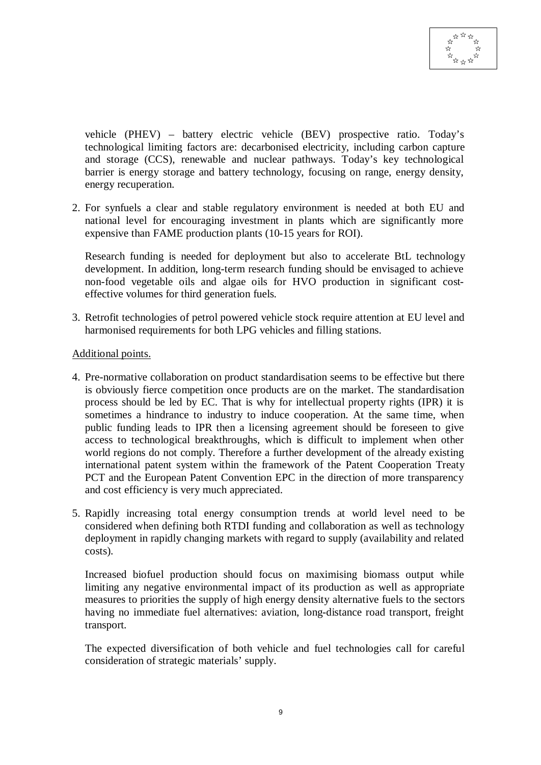vehicle (PHEV) – battery electric vehicle (BEV) prospective ratio. Today's technological limiting factors are: decarbonised electricity, including carbon capture and storage (CCS), renewable and nuclear pathways. Today's key technological barrier is energy storage and battery technology, focusing on range, energy density, energy recuperation.

2. For synfuels a clear and stable regulatory environment is needed at both EU and national level for encouraging investment in plants which are significantly more expensive than FAME production plants (10-15 years for ROI).

   Research funding is needed for deployment but also to accelerate BtL technology development. In addition, long-term research funding should be envisaged to achieve non-food vegetable oils and algae oils for HVO production in significant cost-effective volumes for third generation fuels.

3. Retrofit technologies of petrol powered vehicle stock require attention at EU level and harmonised requirements for both LPG vehicles and filling stations.

<u>Additional points.</u>

4. Pre-normative collaboration on product standardisation seems to be effective but there is obviously fierce competition once products are on the market. The standardisation process should be led by EC. That is why for intellectual property rights (IPR) it is sometimes a hindrance to industry to induce cooperation. At the same time, when public funding leads to IPR then a licensing agreement should be foreseen to give access to technological breakthroughs, which is difficult to implement when other world regions do not comply. Therefore a further development of the already existing international patent system within the framework of the Patent Cooperation Treaty PCT and the European Patent Convention EPC in the direction of more transparency and cost efficiency is very much appreciated.

5. Rapidly increasing total energy consumption trends at world level need to be considered when defining both RTDI funding and collaboration as well as technology deployment in rapidly changing markets with regard to supply (availability and related costs).

   Increased biofuel production should focus on maximising biomass output while limiting any negative environmental impact of its production as well as appropriate measures to priorities the supply of high energy density alternative fuels to the sectors having no immediate fuel alternatives: aviation, long-distance road transport, freight transport.

   The expected diversification of both vehicle and fuel technologies call for careful consideration of strategic materials' supply.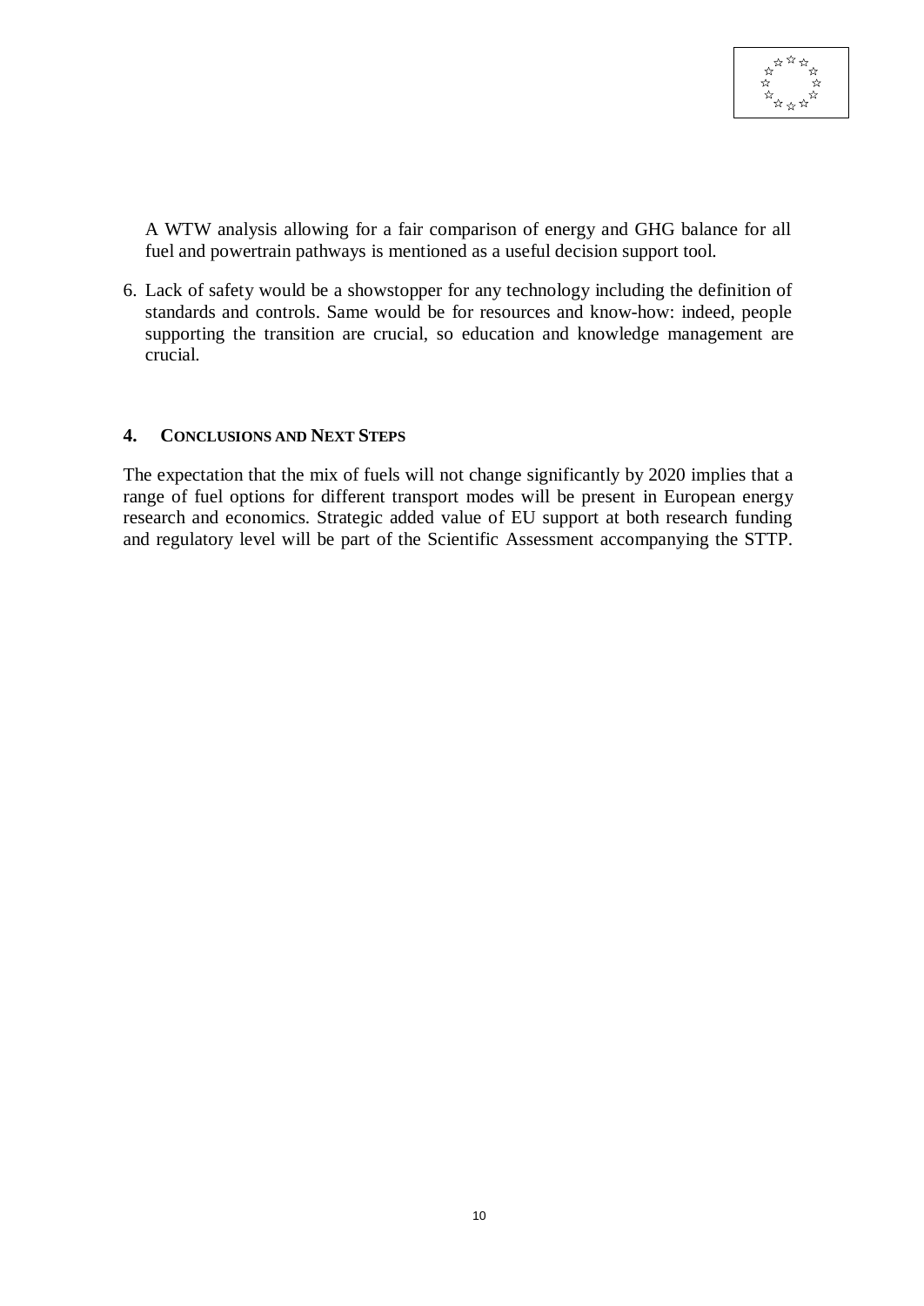A WTW analysis allowing for a fair comparison of energy and GHG balance for all fuel and powertrain pathways is mentioned as a useful decision support tool.

6. Lack of safety would be a showstopper for any technology including the definition of standards and controls. Same would be for resources and know-how: indeed, people supporting the transition are crucial, so education and knowledge management are crucial.

## 4. CONCLUSIONS AND NEXT STEPS

The expectation that the mix of fuels will not change significantly by 2020 implies that a range of fuel options for different transport modes will be present in European energy research and economics. Strategic added value of EU support at both research funding and regulatory level will be part of the Scientific Assessment accompanying the STTP.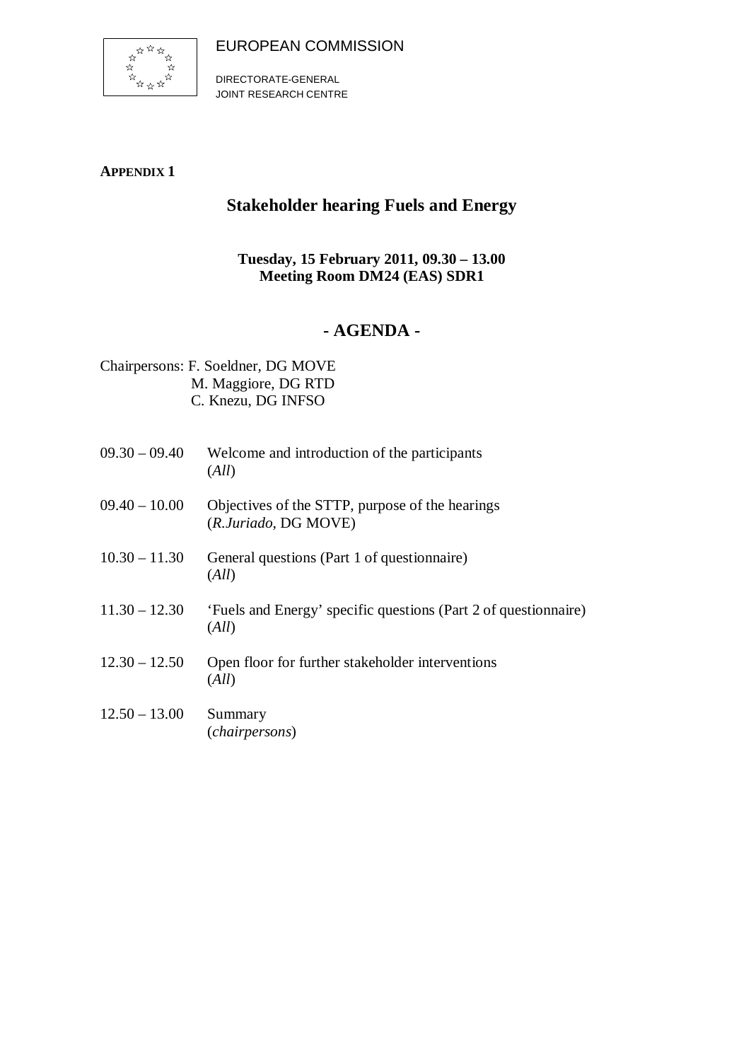EUROPEAN COMMISSION

DIRECTORATE-GENERAL
JOINT RESEARCH CENTRE

**APPENDIX 1**

## Stakeholder hearing Fuels and Energy

**Tuesday, 15 February 2011, 09.30 – 13.00**
**Meeting Room DM24 (EAS) SDR1**

## - AGENDA -

Chairpersons: F. Soeldner, DG MOVE
M. Maggiore, DG RTD
C. Knezu, DG INFSO

| | |
|---|---|
| 09.30 – 09.40 | Welcome and introduction of the participants (*All*) |
| 09.40 – 10.00 | Objectives of the STTP, purpose of the hearings (*R.Juriado,* DG MOVE) |
| 10.30 – 11.30 | General questions (Part 1 of questionnaire) (*All*) |
| 11.30 – 12.30 | 'Fuels and Energy' specific questions (Part 2 of questionnaire) (*All*) |
| 12.30 – 12.50 | Open floor for further stakeholder interventions (*All*) |
| 12.50 – 13.00 | Summary (*chairpersons*) |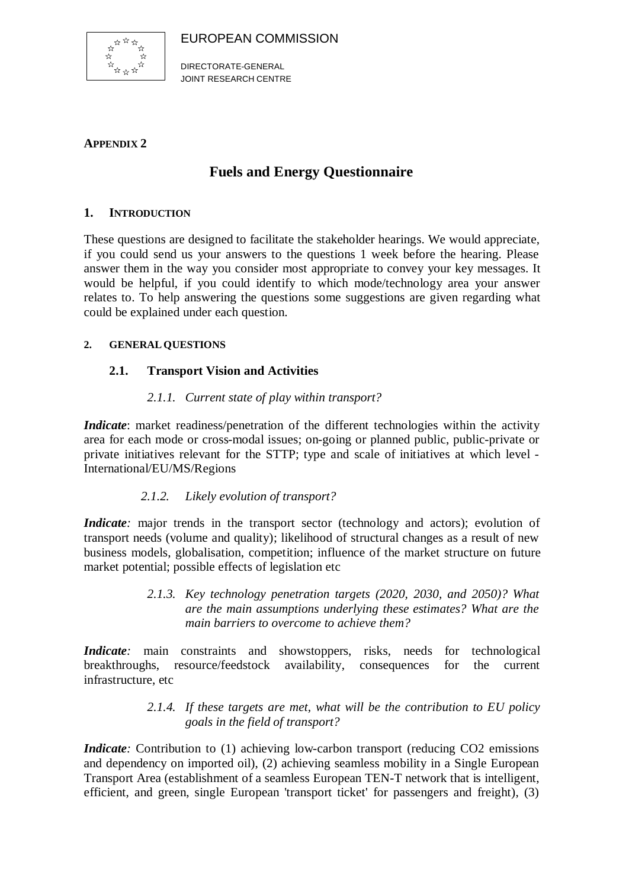EUROPEAN COMMISSION

DIRECTORATE-GENERAL
JOINT RESEARCH CENTRE

**APPENDIX 2**

# Fuels and Energy Questionnaire

## 1. INTRODUCTION

These questions are designed to facilitate the stakeholder hearings. We would appreciate, if you could send us your answers to the questions 1 week before the hearing. Please answer them in the way you consider most appropriate to convey your key messages. It would be helpful, if you could identify to which mode/technology area your answer relates to. To help answering the questions some suggestions are given regarding what could be explained under each question.

## 2. GENERAL QUESTIONS

### 2.1. Transport Vision and Activities

#### *2.1.1. Current state of play within transport?*

***Indicate***: market readiness/penetration of the different technologies within the activity area for each mode or cross-modal issues; on-going or planned public, public-private or private initiatives relevant for the STTP; type and scale of initiatives at which level - International/EU/MS/Regions

#### *2.1.2. Likely evolution of transport?*

***Indicate:*** major trends in the transport sector (technology and actors); evolution of transport needs (volume and quality); likelihood of structural changes as a result of new business models, globalisation, competition; influence of the market structure on future market potential; possible effects of legislation etc

#### *2.1.3. Key technology penetration targets (2020, 2030, and 2050)? What are the main assumptions underlying these estimates? What are the main barriers to overcome to achieve them?*

***Indicate:*** main constraints and showstoppers, risks, needs for technological breakthroughs, resource/feedstock availability, consequences for the current infrastructure, etc

#### *2.1.4. If these targets are met, what will be the contribution to EU policy goals in the field of transport?*

***Indicate:*** Contribution to (1) achieving low-carbon transport (reducing CO2 emissions and dependency on imported oil), (2) achieving seamless mobility in a Single European Transport Area (establishment of a seamless European TEN-T network that is intelligent, efficient, and green, single European 'transport ticket' for passengers and freight), (3)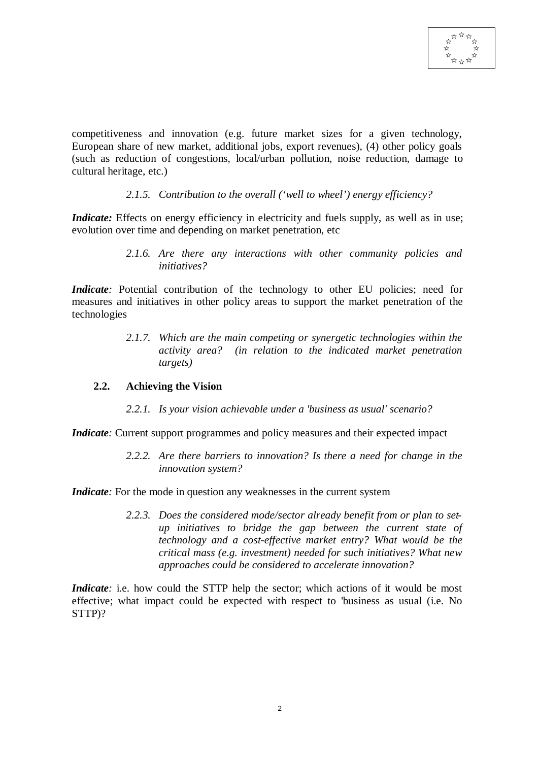competitiveness and innovation (e.g. future market sizes for a given technology, European share of new market, additional jobs, export revenues), (4) other policy goals (such as reduction of congestions, local/urban pollution, noise reduction, damage to cultural heritage, etc.)

*2.1.5. Contribution to the overall ('well to wheel') energy efficiency?*

***Indicate:*** Effects on energy efficiency in electricity and fuels supply, as well as in use; evolution over time and depending on market penetration, etc

*2.1.6. Are there any interactions with other community policies and initiatives?*

***Indicate:*** Potential contribution of the technology to other EU policies; need for measures and initiatives in other policy areas to support the market penetration of the technologies

*2.1.7. Which are the main competing or synergetic technologies within the activity area? (in relation to the indicated market penetration targets)*

### 2.2. Achieving the Vision

*2.2.1. Is your vision achievable under a 'business as usual' scenario?*

***Indicate:*** Current support programmes and policy measures and their expected impact

*2.2.2. Are there barriers to innovation? Is there a need for change in the innovation system?*

***Indicate:*** For the mode in question any weaknesses in the current system

*2.2.3. Does the considered mode/sector already benefit from or plan to set-up initiatives to bridge the gap between the current state of technology and a cost-effective market entry? What would be the critical mass (e.g. investment) needed for such initiatives? What new approaches could be considered to accelerate innovation?*

***Indicate:*** i.e. how could the STTP help the sector; which actions of it would be most effective; what impact could be expected with respect to 'business as usual (i.e. No STTP)?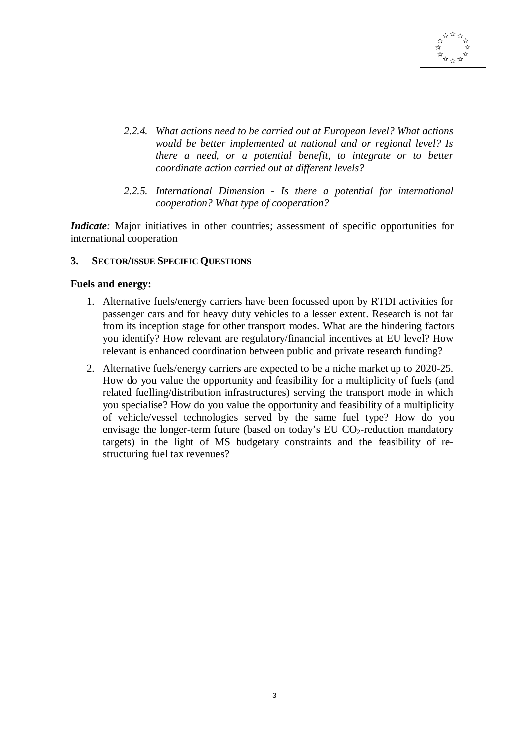*2.2.4. What actions need to be carried out at European level? What actions would be better implemented at national and or regional level? Is there a need, or a potential benefit, to integrate or to better coordinate action carried out at different levels?*

*2.2.5. International Dimension - Is there a potential for international cooperation? What type of cooperation?*

***Indicate:*** Major initiatives in other countries; assessment of specific opportunities for international cooperation

## 3. SECTOR/ISSUE SPECIFIC QUESTIONS

### Fuels and energy:

1. Alternative fuels/energy carriers have been focussed upon by RTDI activities for passenger cars and for heavy duty vehicles to a lesser extent. Research is not far from its inception stage for other transport modes. What are the hindering factors you identify? How relevant are regulatory/financial incentives at EU level? How relevant is enhanced coordination between public and private research funding?
2. Alternative fuels/energy carriers are expected to be a niche market up to 2020-25. How do you value the opportunity and feasibility for a multiplicity of fuels (and related fuelling/distribution infrastructures) serving the transport mode in which you specialise? How do you value the opportunity and feasibility of a multiplicity of vehicle/vessel technologies served by the same fuel type? How do you envisage the longer-term future (based on today's EU $CO_2$-reduction mandatory targets) in the light of MS budgetary constraints and the feasibility of re-structuring fuel tax revenues?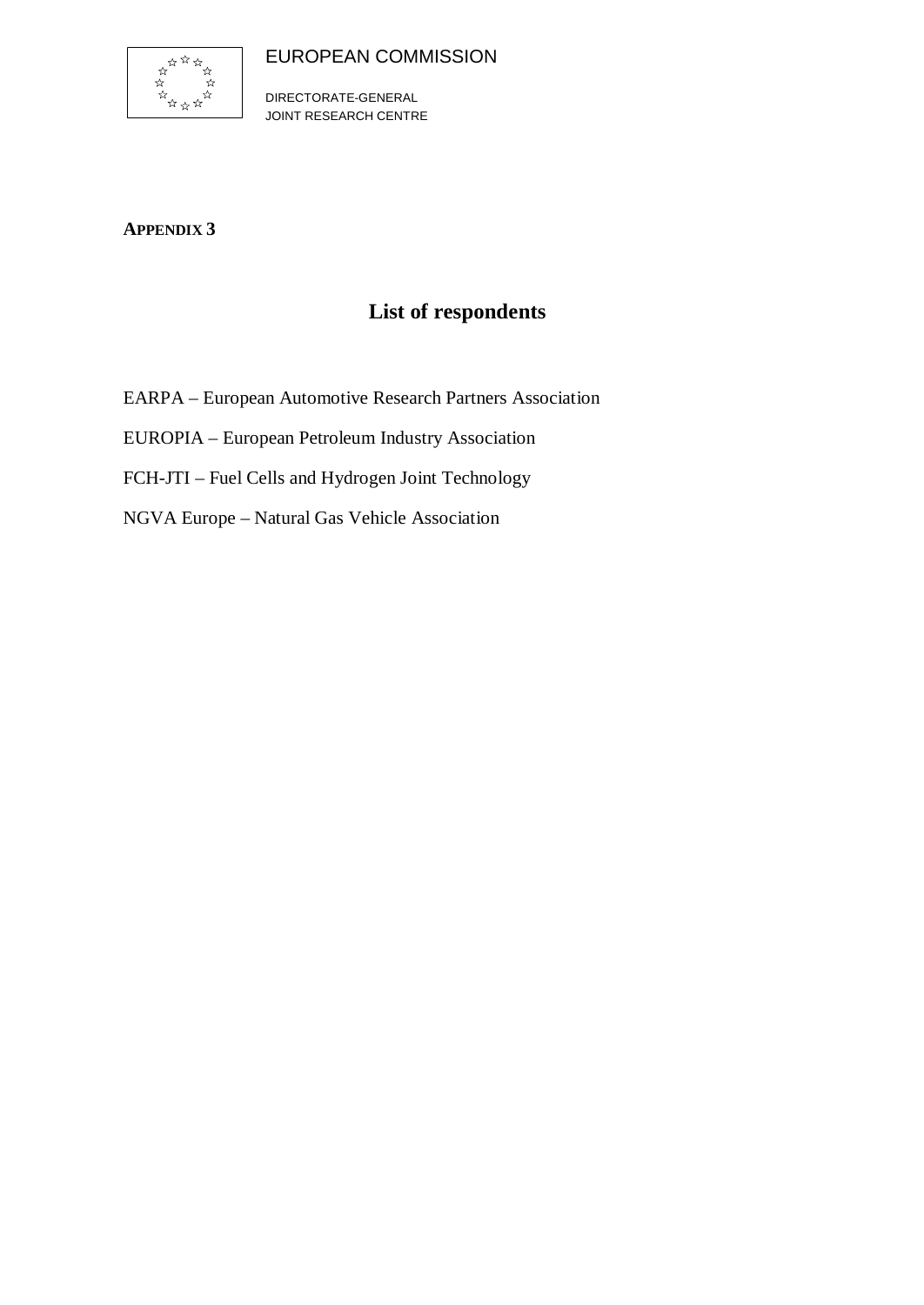EUROPEAN COMMISSION

DIRECTORATE-GENERAL
JOINT RESEARCH CENTRE

**APPENDIX 3**

# List of respondents

EARPA – European Automotive Research Partners Association

EUROPIA – European Petroleum Industry Association

FCH-JTI – Fuel Cells and Hydrogen Joint Technology

NGVA Europe – Natural Gas Vehicle Association